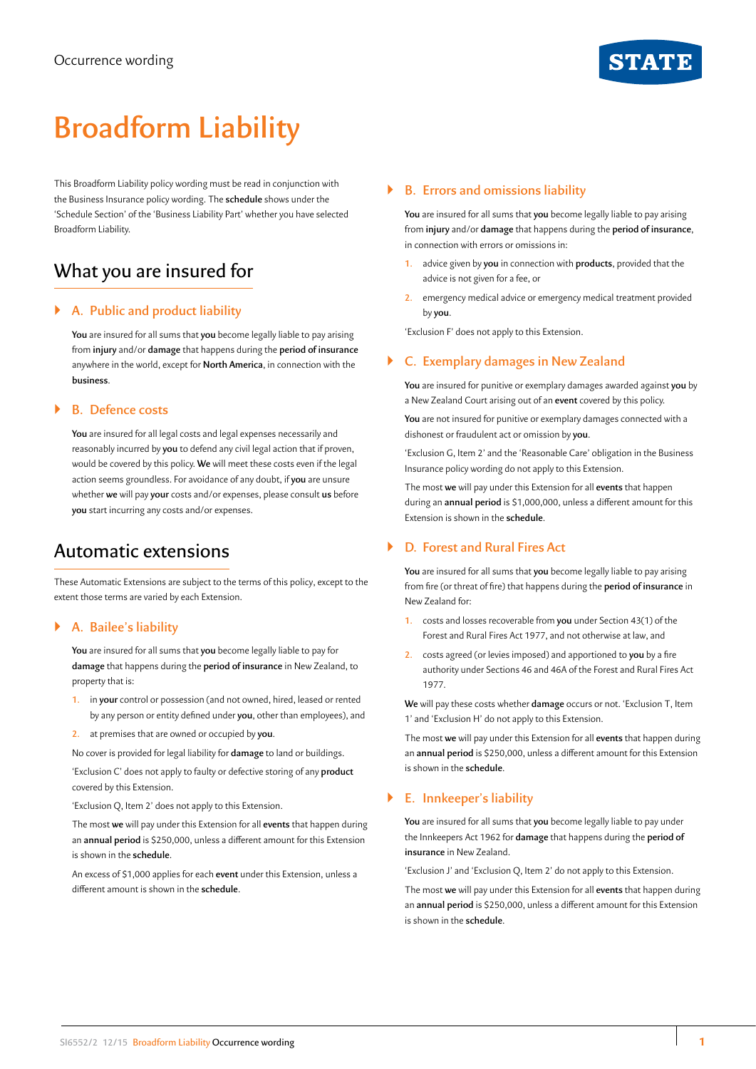Occurrence wording

# Broadform Liability

This Broadform Liability policy wording must be read in conjunction with the Business Insurance policy wording. The **schedule** shows under the 'Schedule Section' of the 'Business Liability Part' whether you have selected Broadform Liability.

## What you are insured for

### A. Public and product liability

**You** are insured for all sums that **you** become legally liable to pay arising from **injury** and/or **damage** that happens during the **period of insurance** anywhere in the world, except for **North America**, in connection with the **business**.

### B. Defence costs

**You** are insured for all legal costs and legal expenses necessarily and reasonably incurred by **you** to defend any civil legal action that if proven, would be covered by this policy. **We** will meet these costs even if the legal action seems groundless. For avoidance of any doubt, if **you** are unsure whether **we** will pay **your** costs and/or expenses, please consult **us** before **you** start incurring any costs and/or expenses.

## Automatic extensions

These Automatic Extensions are subject to the terms of this policy, except to the extent those terms are varied by each Extension.

### A. Bailee's liability

**You** are insured for all sums that **you** become legally liable to pay for **damage** that happens during the **period of insurance** in New Zealand, to property that is:

1. in **your** control or possession (and not owned, hired, leased or rented by any person or entity defined under **you**, other than employees), and
2. at premises that are owned or occupied by **you**.

No cover is provided for legal liability for **damage** to land or buildings.

'Exclusion C' does not apply to faulty or defective storing of any **product** covered by this Extension.

'Exclusion Q, Item 2' does not apply to this Extension.

The most **we** will pay under this Extension for all **events** that happen during an **annual period** is $250,000, unless a different amount for this Extension is shown in the **schedule**.

An excess of $1,000 applies for each **event** under this Extension, unless a different amount is shown in the **schedule**.

### B. Errors and omissions liability

**You** are insured for all sums that **you** become legally liable to pay arising from **injury** and/or **damage** that happens during the **period of insurance**, in connection with errors or omissions in:

1. advice given by **you** in connection with **products**, provided that the advice is not given for a fee, or
2. emergency medical advice or emergency medical treatment provided by **you**.

'Exclusion F' does not apply to this Extension.

### C. Exemplary damages in New Zealand

**You** are insured for punitive or exemplary damages awarded against **you** by a New Zealand Court arising out of an **event** covered by this policy.

**You** are not insured for punitive or exemplary damages connected with a dishonest or fraudulent act or omission by **you**.

'Exclusion G, Item 2' and the 'Reasonable Care' obligation in the Business Insurance policy wording do not apply to this Extension.

The most **we** will pay under this Extension for all **events** that happen during an **annual period** is $1,000,000, unless a different amount for this Extension is shown in the **schedule**.

### D. Forest and Rural Fires Act

**You** are insured for all sums that **you** become legally liable to pay arising from fire (or threat of fire) that happens during the **period of insurance** in New Zealand for:

1. costs and losses recoverable from **you** under Section 43(1) of the Forest and Rural Fires Act 1977, and not otherwise at law, and
2. costs agreed (or levies imposed) and apportioned to **you** by a fire authority under Sections 46 and 46A of the Forest and Rural Fires Act 1977.

**We** will pay these costs whether **damage** occurs or not. 'Exclusion T, Item 1' and 'Exclusion H' do not apply to this Extension.

The most **we** will pay under this Extension for all **events** that happen during an **annual period** is $250,000, unless a different amount for this Extension is shown in the **schedule**.

### E. Innkeeper's liability

**You** are insured for all sums that **you** become legally liable to pay under the Innkeepers Act 1962 for **damage** that happens during the **period of insurance** in New Zealand.

'Exclusion J' and 'Exclusion Q, Item 2' do not apply to this Extension.

The most **we** will pay under this Extension for all **events** that happen during an **annual period** is $250,000, unless a different amount for this Extension is shown in the **schedule**.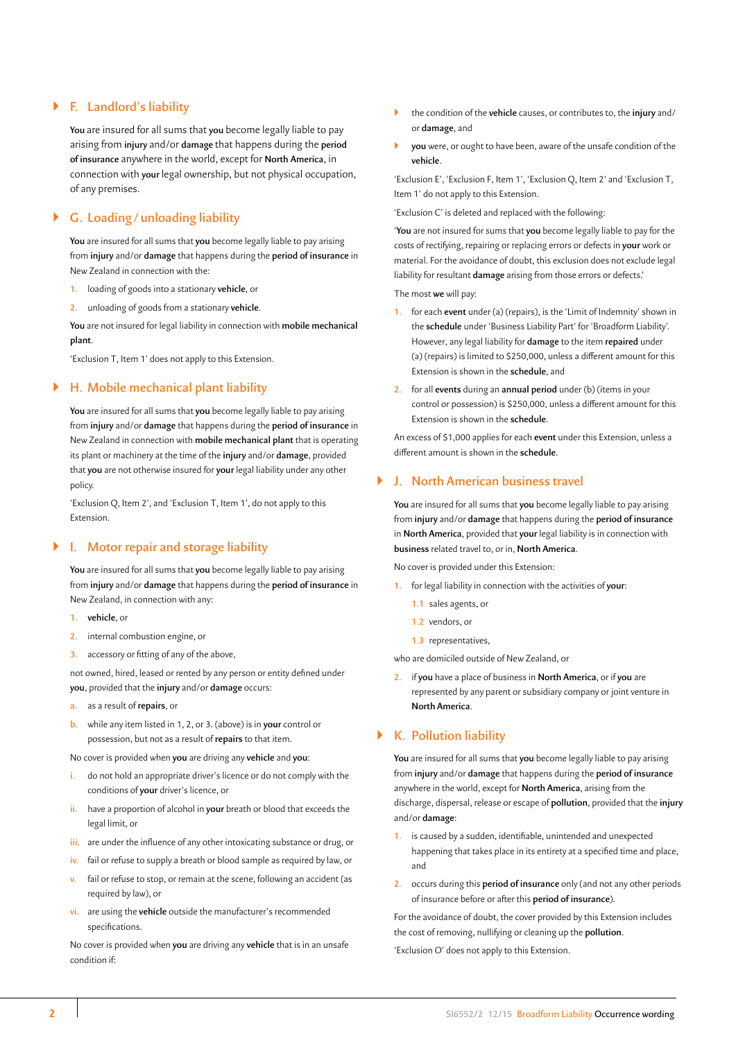## F. Landlord's liability

**You** are insured for all sums that **you** become legally liable to pay arising from **injury** and/or **damage** that happens during the **period of insurance** anywhere in the world, except for **North America**, in connection with **your** legal ownership, but not physical occupation, of any premises.

## G. Loading / unloading liability

**You** are insured for all sums that **you** become legally liable to pay arising from **injury** and/or **damage** that happens during the **period of insurance** in New Zealand in connection with the:

1. loading of goods into a stationary **vehicle**, or
2. unloading of goods from a stationary **vehicle**.

**You** are not insured for legal liability in connection with **mobile mechanical plant**.

'Exclusion T, Item 1' does not apply to this Extension.

## H. Mobile mechanical plant liability

**You** are insured for all sums that **you** become legally liable to pay arising from **injury** and/or **damage** that happens during the **period of insurance** in New Zealand in connection with **mobile mechanical plant** that is operating its plant or machinery at the time of the **injury** and/or **damage**, provided that **you** are not otherwise insured for **your** legal liability under any other policy.

'Exclusion Q, Item 2', and 'Exclusion T, Item 1', do not apply to this Extension.

## I. Motor repair and storage liability

**You** are insured for all sums that **you** become legally liable to pay arising from **injury** and/or **damage** that happens during the **period of insurance** in New Zealand, in connection with any:

1. **vehicle**, or
2. internal combustion engine, or
3. accessory or fitting of any of the above,

not owned, hired, leased or rented by any person or entity defined under **you**, provided that the **injury** and/or **damage** occurs:

a. as a result of **repairs**, or

b. while any item listed in 1, 2, or 3. (above) is in **your** control or possession, but not as a result of **repairs** to that item.

No cover is provided when **you** are driving any **vehicle** and **you**:

i. do not hold an appropriate driver's licence or do not comply with the conditions of **your** driver's licence, or

ii. have a proportion of alcohol in **your** breath or blood that exceeds the legal limit, or

iii. are under the influence of any other intoxicating substance or drug, or

iv. fail or refuse to supply a breath or blood sample as required by law, or

v. fail or refuse to stop, or remain at the scene, following an accident (as required by law), or

vi. are using the **vehicle** outside the manufacturer's recommended specifications.

No cover is provided when **you** are driving any **vehicle** that is in an unsafe condition if:

- the condition of the **vehicle** causes, or contributes to, the **injury** and/or **damage**, and
- **you** were, or ought to have been, aware of the unsafe condition of the **vehicle**.

'Exclusion E', 'Exclusion F, Item 1', 'Exclusion Q, Item 2' and 'Exclusion T, Item 1' do not apply to this Extension.

'Exclusion C' is deleted and replaced with the following:

'**You** are not insured for sums that **you** become legally liable to pay for the costs of rectifying, repairing or replacing errors or defects in **your** work or material. For the avoidance of doubt, this exclusion does not exclude legal liability for resultant **damage** arising from those errors or defects.'

The most **we** will pay:

1. for each **event** under (a) (repairs), is the 'Limit of Indemnity' shown in the **schedule** under 'Business Liability Part' for 'Broadform Liability'. However, any legal liability for **damage** to the item **repaired** under (a) (repairs) is limited to $250,000, unless a different amount for this Extension is shown in the **schedule**, and
2. for all **events** during an **annual period** under (b) (items in your control or possession) is $250,000, unless a different amount for this Extension is shown in the **schedule**.

An excess of $1,000 applies for each **event** under this Extension, unless a different amount is shown in the **schedule**.

## J. North American business travel

**You** are insured for all sums that **you** become legally liable to pay arising from **injury** and/or **damage** that happens during the **period of insurance** in **North America**, provided that **your** legal liability is in connection with **business** related travel to, or in, **North America**.

No cover is provided under this Extension:

1. for legal liability in connection with the activities of **your**:
   - 1.1 sales agents, or
   - 1.2 vendors, or
   - 1.3 representatives,

   who are domiciled outside of New Zealand, or
2. if **you** have a place of business in **North America**, or if **you** are represented by any parent or subsidiary company or joint venture in **North America**.

## K. Pollution liability

**You** are insured for all sums that **you** become legally liable to pay arising from **injury** and/or **damage** that happens during the **period of insurance** anywhere in the world, except for **North America**, arising from the discharge, dispersal, release or escape of **pollution**, provided that the **injury** and/or **damage**:

1. is caused by a sudden, identifiable, unintended and unexpected happening that takes place in its entirety at a specified time and place, and
2. occurs during this **period of insurance** only (and not any other periods of insurance before or after this **period of insurance**).

For the avoidance of doubt, the cover provided by this Extension includes the cost of removing, nullifying or cleaning up the **pollution**.

'Exclusion O' does not apply to this Extension.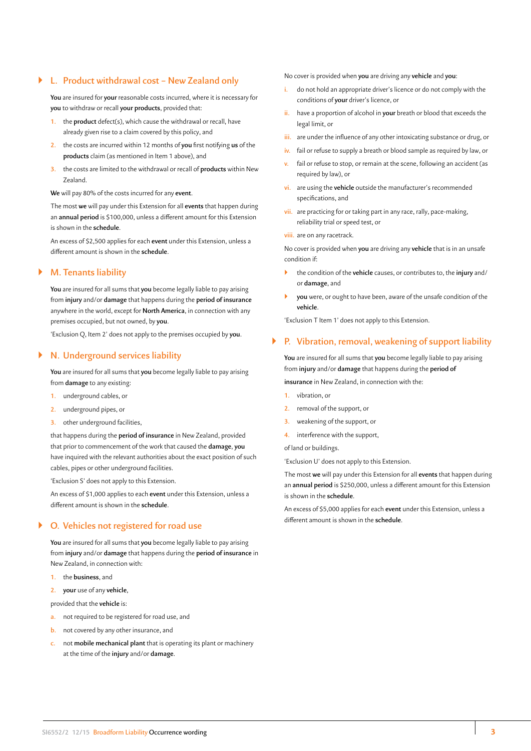## L. Product withdrawal cost – New Zealand only

**You** are insured for **your** reasonable costs incurred, where it is necessary for **you** to withdraw or recall **your products**, provided that:

1. the **product** defect(s), which cause the withdrawal or recall, have already given rise to a claim covered by this policy, and
2. the costs are incurred within 12 months of **you** first notifying **us** of the **products** claim (as mentioned in Item 1 above), and
3. the costs are limited to the withdrawal or recall of **products** within New Zealand.

**We** will pay 80% of the costs incurred for any **event**.

The most **we** will pay under this Extension for all **events** that happen during an **annual period** is $100,000, unless a different amount for this Extension is shown in the **schedule**.

An excess of $2,500 applies for each **event** under this Extension, unless a different amount is shown in the **schedule**.

## M. Tenants liability

**You** are insured for all sums that **you** become legally liable to pay arising from **injury** and/or **damage** that happens during the **period of insurance** anywhere in the world, except for **North America**, in connection with any premises occupied, but not owned, by **you**.

'Exclusion Q, Item 2' does not apply to the premises occupied by **you**.

## N. Underground services liability

**You** are insured for all sums that **you** become legally liable to pay arising from **damage** to any existing:

1. underground cables, or
2. underground pipes, or
3. other underground facilities,

that happens during the **period of insurance** in New Zealand, provided that prior to commencement of the work that caused the **damage**, **you** have inquired with the relevant authorities about the exact position of such cables, pipes or other underground facilities.

'Exclusion S' does not apply to this Extension.

An excess of $1,000 applies to each **event** under this Extension, unless a different amount is shown in the **schedule**.

## O. Vehicles not registered for road use

**You** are insured for all sums that **you** become legally liable to pay arising from **injury** and/or **damage** that happens during the **period of insurance** in New Zealand, in connection with:

1. the **business**, and
2. **your** use of any **vehicle**,

provided that the **vehicle** is:

a. not required to be registered for road use, and
b. not covered by any other insurance, and
c. not **mobile mechanical plant** that is operating its plant or machinery at the time of the **injury** and/or **damage**.

No cover is provided when **you** are driving any **vehicle** and **you**:

i. do not hold an appropriate driver's licence or do not comply with the conditions of **your** driver's licence, or
ii. have a proportion of alcohol in **your** breath or blood that exceeds the legal limit, or
iii. are under the influence of any other intoxicating substance or drug, or
iv. fail or refuse to supply a breath or blood sample as required by law, or
v. fail or refuse to stop, or remain at the scene, following an accident (as required by law), or
vi. are using the **vehicle** outside the manufacturer's recommended specifications, and
vii. are practicing for or taking part in any race, rally, pace-making, reliability trial or speed test, or
viii. are on any racetrack.

No cover is provided when **you** are driving any **vehicle** that is in an unsafe condition if:

- the condition of the **vehicle** causes, or contributes to, the **injury** and/ or **damage**, and
- **you** were, or ought to have been, aware of the unsafe condition of the **vehicle**.

'Exclusion T Item 1' does not apply to this Extension.

## P. Vibration, removal, weakening of support liability

**You** are insured for all sums that **you** become legally liable to pay arising from **injury** and/or **damage** that happens during the **period of insurance** in New Zealand, in connection with the:

1. vibration, or
2. removal of the support, or
3. weakening of the support, or
4. interference with the support,

of land or buildings.

'Exclusion U' does not apply to this Extension.

The most **we** will pay under this Extension for all **events** that happen during an **annual period** is $250,000, unless a different amount for this Extension is shown in the **schedule**.

An excess of $5,000 applies for each **event** under this Extension, unless a different amount is shown in the **schedule**.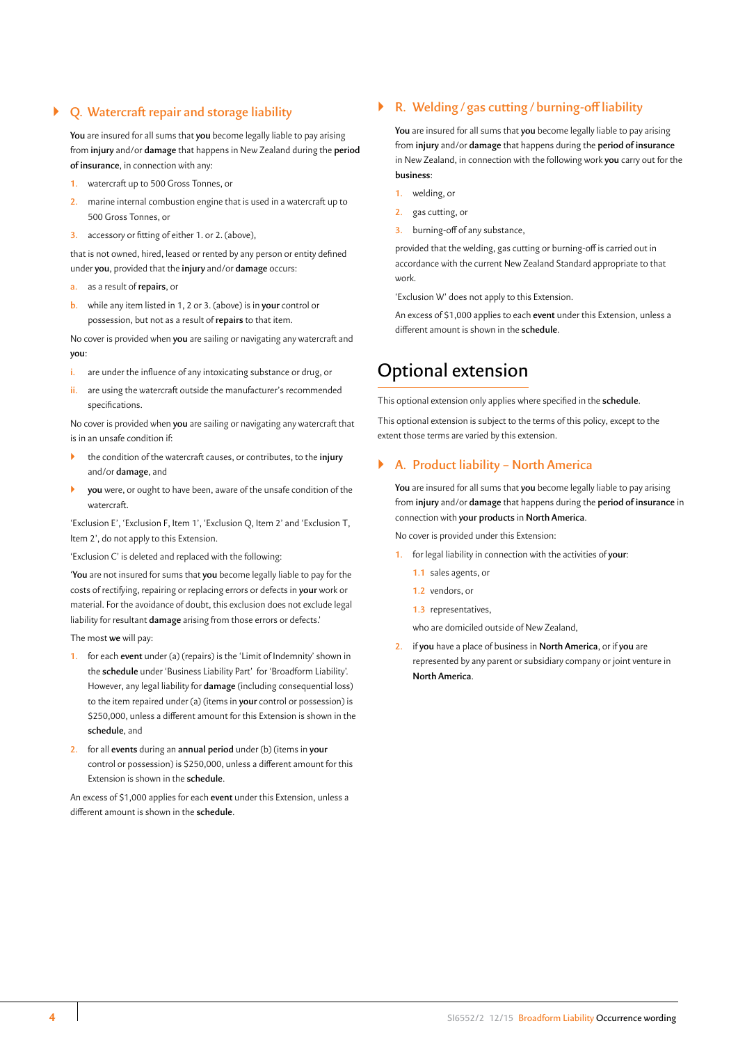### Q. Watercraft repair and storage liability

**You** are insured for all sums that **you** become legally liable to pay arising from **injury** and/or **damage** that happens in New Zealand during the **period of insurance**, in connection with any:

1. watercraft up to 500 Gross Tonnes, or
2. marine internal combustion engine that is used in a watercraft up to 500 Gross Tonnes, or
3. accessory or fitting of either 1. or 2. (above),

that is not owned, hired, leased or rented by any person or entity defined under **you**, provided that the **injury** and/or **damage** occurs:

a. as a result of **repairs**, or

b. while any item listed in 1, 2 or 3. (above) is in **your** control or possession, but not as a result of **repairs** to that item.

No cover is provided when **you** are sailing or navigating any watercraft and **you**:

i. are under the influence of any intoxicating substance or drug, or

ii. are using the watercraft outside the manufacturer's recommended specifications.

No cover is provided when **you** are sailing or navigating any watercraft that is in an unsafe condition if:

- the condition of the watercraft causes, or contributes, to the **injury** and/or **damage**, and
- **you** were, or ought to have been, aware of the unsafe condition of the watercraft.

'Exclusion E', 'Exclusion F, Item 1', 'Exclusion Q, Item 2' and 'Exclusion T, Item 2', do not apply to this Extension.

'Exclusion C' is deleted and replaced with the following:

'**You** are not insured for sums that **you** become legally liable to pay for the costs of rectifying, repairing or replacing errors or defects in **your** work or material. For the avoidance of doubt, this exclusion does not exclude legal liability for resultant **damage** arising from those errors or defects.'

The most **we** will pay:

1. for each **event** under (a) (repairs) is the 'Limit of Indemnity' shown in the **schedule** under 'Business Liability Part' for 'Broadform Liability'. However, any legal liability for **damage** (including consequential loss) to the item repaired under (a) (items in **your** control or possession) is $250,000, unless a different amount for this Extension is shown in the **schedule**, and
2. for all **events** during an **annual period** under (b) (items in **your** control or possession) is $250,000, unless a different amount for this Extension is shown in the **schedule**.

An excess of $1,000 applies for each **event** under this Extension, unless a different amount is shown in the **schedule**.

### R. Welding / gas cutting / burning-off liability

**You** are insured for all sums that **you** become legally liable to pay arising from **injury** and/or **damage** that happens during the **period of insurance** in New Zealand, in connection with the following work **you** carry out for the **business**:

1. welding, or
2. gas cutting, or
3. burning-off of any substance,

provided that the welding, gas cutting or burning-off is carried out in accordance with the current New Zealand Standard appropriate to that work.

'Exclusion W' does not apply to this Extension.

An excess of $1,000 applies to each **event** under this Extension, unless a different amount is shown in the **schedule**.

## Optional extension

This optional extension only applies where specified in the **schedule**.

This optional extension is subject to the terms of this policy, except to the extent those terms are varied by this extension.

### A. Product liability – North America

**You** are insured for all sums that **you** become legally liable to pay arising from **injury** and/or **damage** that happens during the **period of insurance** in connection with **your products** in **North America**.

No cover is provided under this Extension:

1. for legal liability in connection with the activities of **your**:

   1.1 sales agents, or

   1.2 vendors, or

   1.3 representatives,

   who are domiciled outside of New Zealand,

2. if **you** have a place of business in **North America**, or if **you** are represented by any parent or subsidiary company or joint venture in **North America**.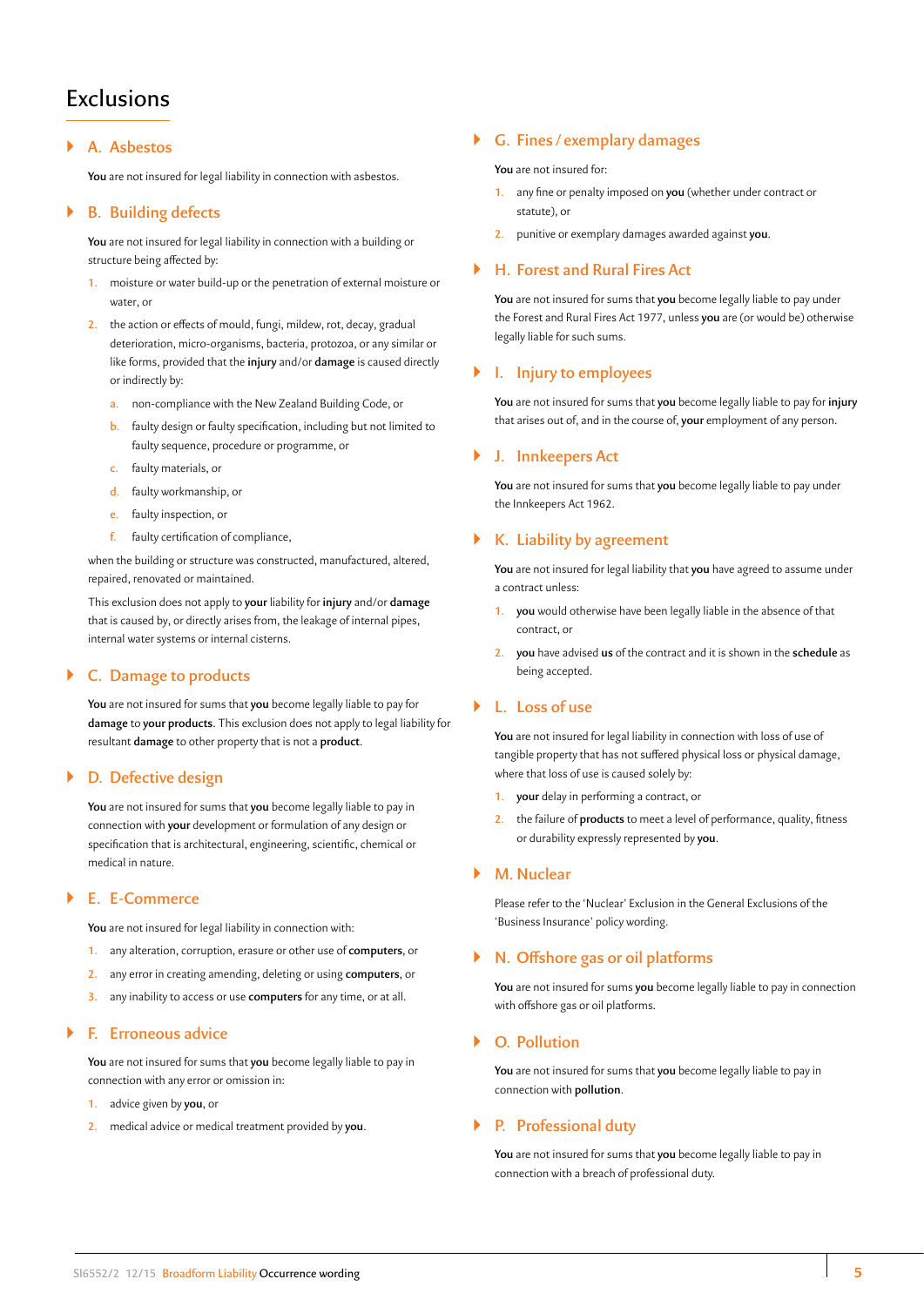# Exclusions

## A. Asbestos

**You** are not insured for legal liability in connection with asbestos.

## B. Building defects

**You** are not insured for legal liability in connection with a building or structure being affected by:

1. moisture or water build-up or the penetration of external moisture or water, or
2. the action or effects of mould, fungi, mildew, rot, decay, gradual deterioration, micro-organisms, bacteria, protozoa, or any similar or like forms, provided that the **injury** and/or **damage** is caused directly or indirectly by:
   a. non-compliance with the New Zealand Building Code, or
   b. faulty design or faulty specification, including but not limited to faulty sequence, procedure or programme, or
   c. faulty materials, or
   d. faulty workmanship, or
   e. faulty inspection, or
   f. faulty certification of compliance,

when the building or structure was constructed, manufactured, altered, repaired, renovated or maintained.

This exclusion does not apply to **your** liability for **injury** and/or **damage** that is caused by, or directly arises from, the leakage of internal pipes, internal water systems or internal cisterns.

## C. Damage to products

**You** are not insured for sums that **you** become legally liable to pay for **damage** to **your products**. This exclusion does not apply to legal liability for resultant **damage** to other property that is not a **product**.

## D. Defective design

**You** are not insured for sums that **you** become legally liable to pay in connection with **your** development or formulation of any design or specification that is architectural, engineering, scientific, chemical or medical in nature.

## E. E-Commerce

**You** are not insured for legal liability in connection with:

1. any alteration, corruption, erasure or other use of **computers**, or
2. any error in creating amending, deleting or using **computers**, or
3. any inability to access or use **computers** for any time, or at all.

## F. Erroneous advice

**You** are not insured for sums that **you** become legally liable to pay in connection with any error or omission in:

1. advice given by **you**, or
2. medical advice or medical treatment provided by **you**.

## G. Fines / exemplary damages

**You** are not insured for:

1. any fine or penalty imposed on **you** (whether under contract or statute), or
2. punitive or exemplary damages awarded against **you**.

## H. Forest and Rural Fires Act

**You** are not insured for sums that **you** become legally liable to pay under the Forest and Rural Fires Act 1977, unless **you** are (or would be) otherwise legally liable for such sums.

## I. Injury to employees

**You** are not insured for sums that **you** become legally liable to pay for **injury** that arises out of, and in the course of, **your** employment of any person.

## J. Innkeepers Act

**You** are not insured for sums that **you** become legally liable to pay under the Innkeepers Act 1962.

## K. Liability by agreement

**You** are not insured for legal liability that **you** have agreed to assume under a contract unless:

1. **you** would otherwise have been legally liable in the absence of that contract, or
2. **you** have advised **us** of the contract and it is shown in the **schedule** as being accepted.

## L. Loss of use

**You** are not insured for legal liability in connection with loss of use of tangible property that has not suffered physical loss or physical damage, where that loss of use is caused solely by:

1. **your** delay in performing a contract, or
2. the failure of **products** to meet a level of performance, quality, fitness or durability expressly represented by **you**.

## M. Nuclear

Please refer to the 'Nuclear' Exclusion in the General Exclusions of the 'Business Insurance' policy wording.

## N. Offshore gas or oil platforms

**You** are not insured for sums **you** become legally liable to pay in connection with offshore gas or oil platforms.

## O. Pollution

**You** are not insured for sums that **you** become legally liable to pay in connection with **pollution**.

## P. Professional duty

**You** are not insured for sums that **you** become legally liable to pay in connection with a breach of professional duty.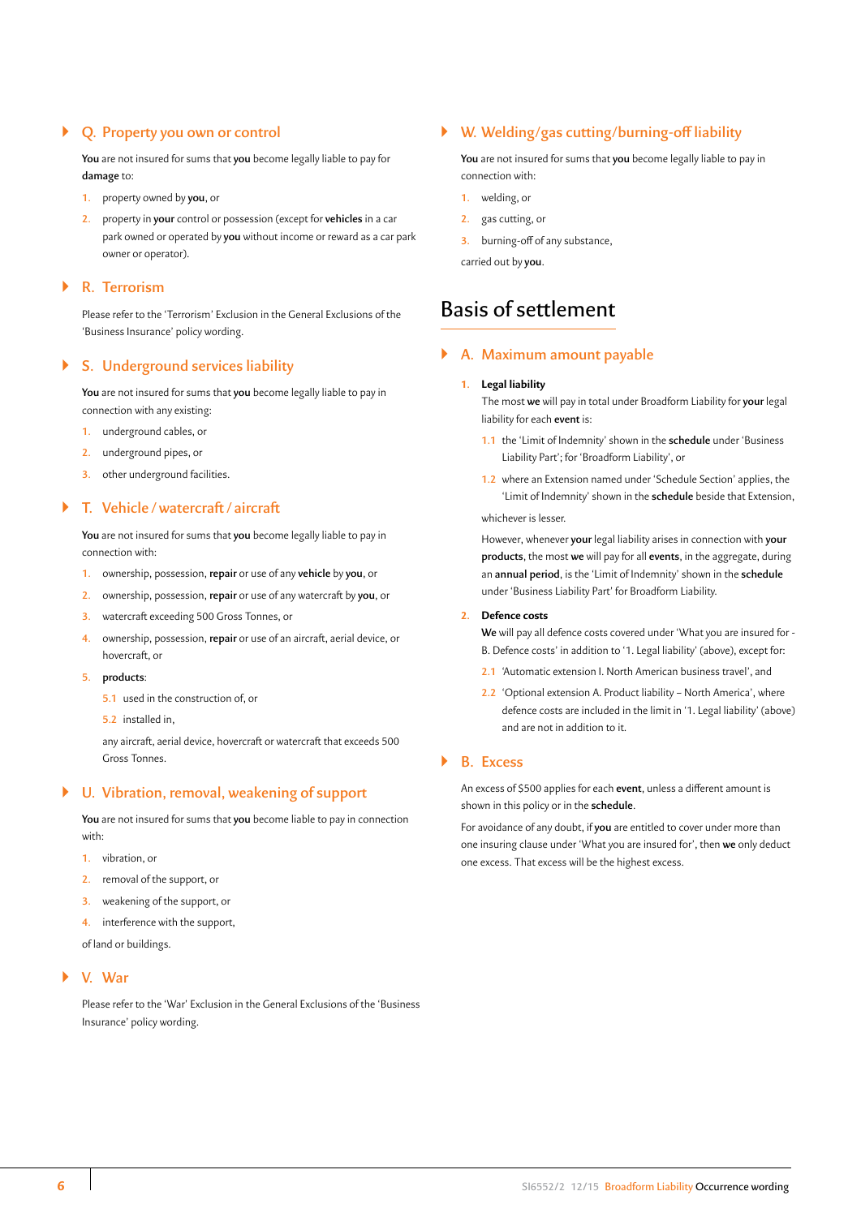### Q. Property you own or control

**You** are not insured for sums that **you** become legally liable to pay for **damage** to:

1. property owned by **you**, or
2. property in **your** control or possession (except for **vehicles** in a car park owned or operated by **you** without income or reward as a car park owner or operator).

### R. Terrorism

Please refer to the 'Terrorism' Exclusion in the General Exclusions of the 'Business Insurance' policy wording.

### S. Underground services liability

**You** are not insured for sums that **you** become legally liable to pay in connection with any existing:

1. underground cables, or
2. underground pipes, or
3. other underground facilities.

### T. Vehicle / watercraft / aircraft

**You** are not insured for sums that **you** become legally liable to pay in connection with:

1. ownership, possession, **repair** or use of any **vehicle** by **you**, or
2. ownership, possession, **repair** or use of any watercraft by **you**, or
3. watercraft exceeding 500 Gross Tonnes, or
4. ownership, possession, **repair** or use of an aircraft, aerial device, or hovercraft, or
5. **products**:
   - 5.1 used in the construction of, or
   - 5.2 installed in,

   any aircraft, aerial device, hovercraft or watercraft that exceeds 500 Gross Tonnes.

### U. Vibration, removal, weakening of support

**You** are not insured for sums that **you** become liable to pay in connection with:

1. vibration, or
2. removal of the support, or
3. weakening of the support, or
4. interference with the support,

of land or buildings.

### V. War

Please refer to the 'War' Exclusion in the General Exclusions of the 'Business Insurance' policy wording.

### W. Welding/gas cutting/burning-off liability

**You** are not insured for sums that **you** become legally liable to pay in connection with:

1. welding, or
2. gas cutting, or
3. burning-off of any substance,

carried out by **you**.

## Basis of settlement

### A. Maximum amount payable

1. **Legal liability**

   The most **we** will pay in total under Broadform Liability for **your** legal liability for each **event** is:

   - 1.1 the 'Limit of Indemnity' shown in the **schedule** under 'Business Liability Part'; for 'Broadform Liability', or
   - 1.2 where an Extension named under 'Schedule Section' applies, the 'Limit of Indemnity' shown in the **schedule** beside that Extension,

   whichever is lesser.

   However, whenever **your** legal liability arises in connection with **your products**, the most **we** will pay for all **events**, in the aggregate, during an **annual period**, is the 'Limit of Indemnity' shown in the **schedule** under 'Business Liability Part' for Broadform Liability.

2. **Defence costs**

   **We** will pay all defence costs covered under 'What you are insured for - B. Defence costs' in addition to '1. Legal liability' (above), except for:

   - 2.1 'Automatic extension I. North American business travel', and
   - 2.2 'Optional extension A. Product liability – North America', where defence costs are included in the limit in '1. Legal liability' (above) and are not in addition to it.

### B. Excess

An excess of $500 applies for each **event**, unless a different amount is shown in this policy or in the **schedule**.

For avoidance of any doubt, if **you** are entitled to cover under more than one insuring clause under 'What you are insured for', then **we** only deduct one excess. That excess will be the highest excess.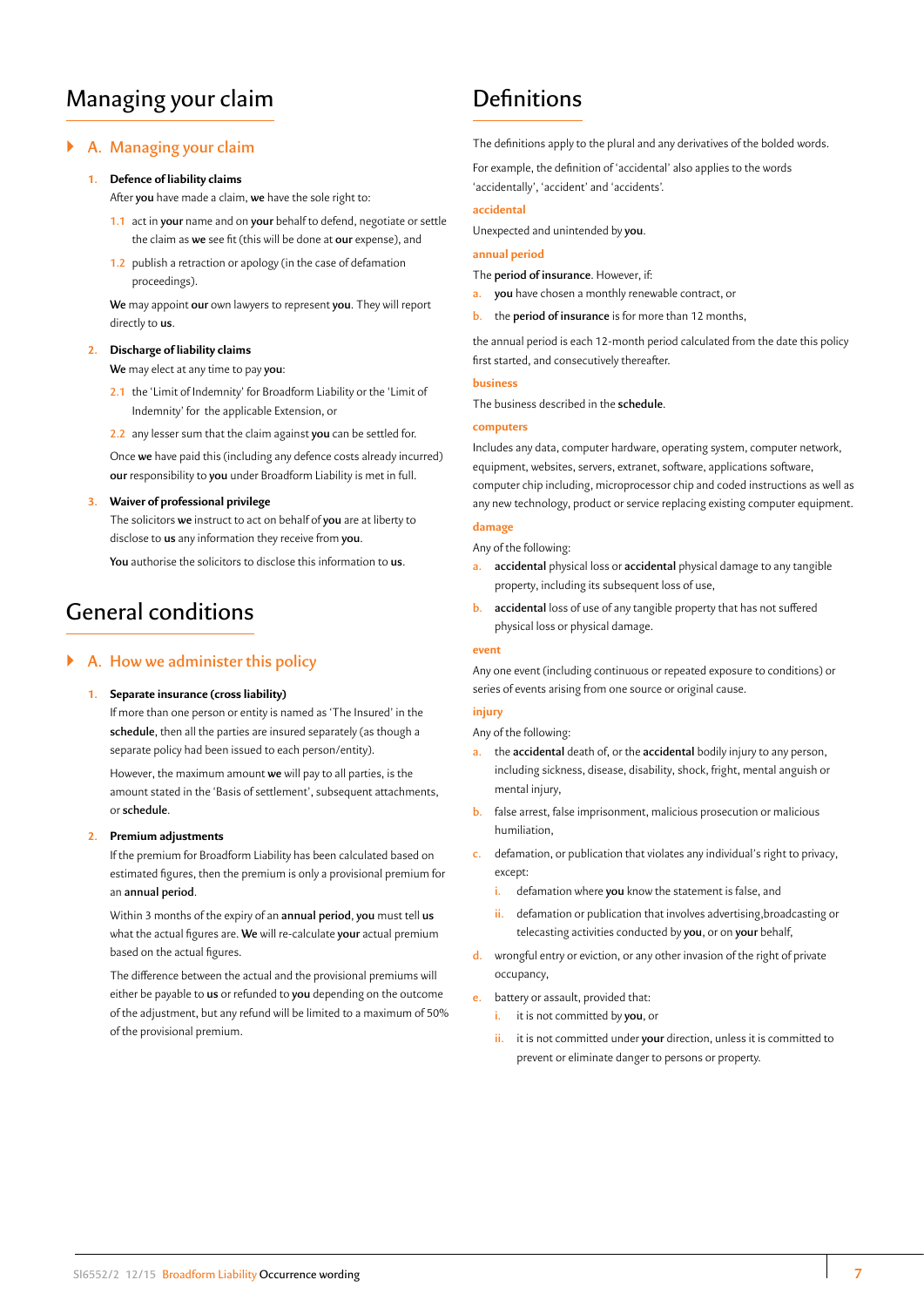# Managing your claim

## A. Managing your claim

**1. Defence of liability claims**

After **you** have made a claim, **we** have the sole right to:

1.1 act in **your** name and on **your** behalf to defend, negotiate or settle the claim as **we** see fit (this will be done at **our** expense), and

1.2 publish a retraction or apology (in the case of defamation proceedings).

**We** may appoint **our** own lawyers to represent **you**. They will report directly to **us**.

**2. Discharge of liability claims**

**We** may elect at any time to pay **you**:

2.1 the 'Limit of Indemnity' for Broadform Liability or the 'Limit of Indemnity' for the applicable Extension, or

2.2 any lesser sum that the claim against **you** can be settled for.

Once **we** have paid this (including any defence costs already incurred) **our** responsibility to **you** under Broadform Liability is met in full.

**3. Waiver of professional privilege**

The solicitors **we** instruct to act on behalf of **you** are at liberty to disclose to **us** any information they receive from **you**.

**You** authorise the solicitors to disclose this information to **us**.

# General conditions

## A. How we administer this policy

**1. Separate insurance (cross liability)**

If more than one person or entity is named as 'The Insured' in the **schedule**, then all the parties are insured separately (as though a separate policy had been issued to each person/entity).

However, the maximum amount **we** will pay to all parties, is the amount stated in the 'Basis of settlement', subsequent attachments, or **schedule**.

**2. Premium adjustments**

If the premium for Broadform Liability has been calculated based on estimated figures, then the premium is only a provisional premium for an **annual period**.

Within 3 months of the expiry of an **annual period**, **you** must tell **us** what the actual figures are. **We** will re-calculate **your** actual premium based on the actual figures.

The difference between the actual and the provisional premiums will either be payable to **us** or refunded to **you** depending on the outcome of the adjustment, but any refund will be limited to a maximum of 50% of the provisional premium.

# Definitions

The definitions apply to the plural and any derivatives of the bolded words.

For example, the definition of 'accidental' also applies to the words 'accidentally', 'accident' and 'accidents'.

**accidental**

Unexpected and unintended by **you**.

**annual period**

The **period of insurance**. However, if:

a. **you** have chosen a monthly renewable contract, or

b. the **period of insurance** is for more than 12 months,

the annual period is each 12-month period calculated from the date this policy first started, and consecutively thereafter.

**business**

The business described in the **schedule**.

**computers**

Includes any data, computer hardware, operating system, computer network, equipment, websites, servers, extranet, software, applications software, computer chip including, microprocessor chip and coded instructions as well as any new technology, product or service replacing existing computer equipment.

**damage**

Any of the following:

a. **accidental** physical loss or **accidental** physical damage to any tangible property, including its subsequent loss of use,

b. **accidental** loss of use of any tangible property that has not suffered physical loss or physical damage.

**event**

Any one event (including continuous or repeated exposure to conditions) or series of events arising from one source or original cause.

**injury**

Any of the following:

a. the **accidental** death of, or the **accidental** bodily injury to any person, including sickness, disease, disability, shock, fright, mental anguish or mental injury,

b. false arrest, false imprisonment, malicious prosecution or malicious humiliation,

c. defamation, or publication that violates any individual's right to privacy, except:

   i. defamation where **you** know the statement is false, and

   ii. defamation or publication that involves advertising,broadcasting or telecasting activities conducted by **you**, or on **your** behalf,

d. wrongful entry or eviction, or any other invasion of the right of private occupancy,

e. battery or assault, provided that:

   i. it is not committed by **you**, or

   ii. it is not committed under **your** direction, unless it is committed to prevent or eliminate danger to persons or property.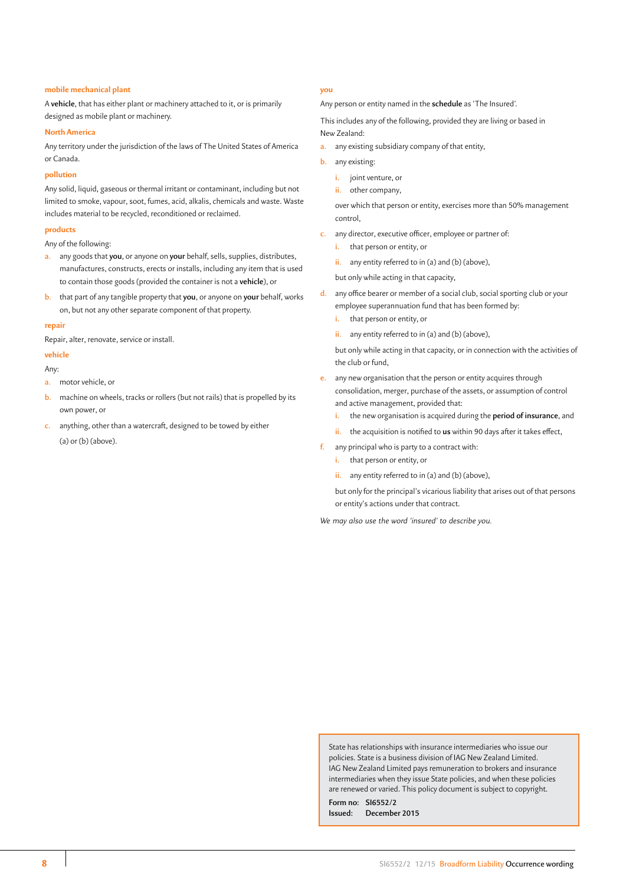### mobile mechanical plant

A **vehicle**, that has either plant or machinery attached to it, or is primarily designed as mobile plant or machinery.

### North America

Any territory under the jurisdiction of the laws of The United States of America or Canada.

### pollution

Any solid, liquid, gaseous or thermal irritant or contaminant, including but not limited to smoke, vapour, soot, fumes, acid, alkalis, chemicals and waste. Waste includes material to be recycled, reconditioned or reclaimed.

### products

Any of the following:

a. any goods that **you**, or anyone on **your** behalf, sells, supplies, distributes, manufactures, constructs, erects or installs, including any item that is used to contain those goods (provided the container is not a **vehicle**), or
b. that part of any tangible property that **you**, or anyone on **your** behalf, works on, but not any other separate component of that property.

### repair

Repair, alter, renovate, service or install.

### vehicle

Any:

a. motor vehicle, or
b. machine on wheels, tracks or rollers (but not rails) that is propelled by its own power, or
c. anything, other than a watercraft, designed to be towed by either (a) or (b) (above).

### you

Any person or entity named in the **schedule** as 'The Insured'.

This includes any of the following, provided they are living or based in New Zealand:

a. any existing subsidiary company of that entity,
b. any existing:
   i. joint venture, or
   ii. other company,

   over which that person or entity, exercises more than 50% management control,
c. any director, executive officer, employee or partner of:
   i. that person or entity, or
   ii. any entity referred to in (a) and (b) (above),

   but only while acting in that capacity,
d. any office bearer or member of a social club, social sporting club or your employee superannuation fund that has been formed by:
   i. that person or entity, or
   ii. any entity referred to in (a) and (b) (above),

   but only while acting in that capacity, or in connection with the activities of the club or fund,
e. any new organisation that the person or entity acquires through consolidation, merger, purchase of the assets, or assumption of control and active management, provided that:
   i. the new organisation is acquired during the **period of insurance**, and
   ii. the acquisition is notified to **us** within 90 days after it takes effect,
f. any principal who is party to a contract with:
   i. that person or entity, or
   ii. any entity referred to in (a) and (b) (above),

   but only for the principal's vicarious liability that arises out of that persons or entity's actions under that contract.

*We may also use the word 'insured' to describe you.*

State has relationships with insurance intermediaries who issue our policies. State is a business division of IAG New Zealand Limited. IAG New Zealand Limited pays remuneration to brokers and insurance intermediaries when they issue State policies, and when these policies are renewed or varied. This policy document is subject to copyright.

**Form no: SI6552/2**
**Issued: December 2015**